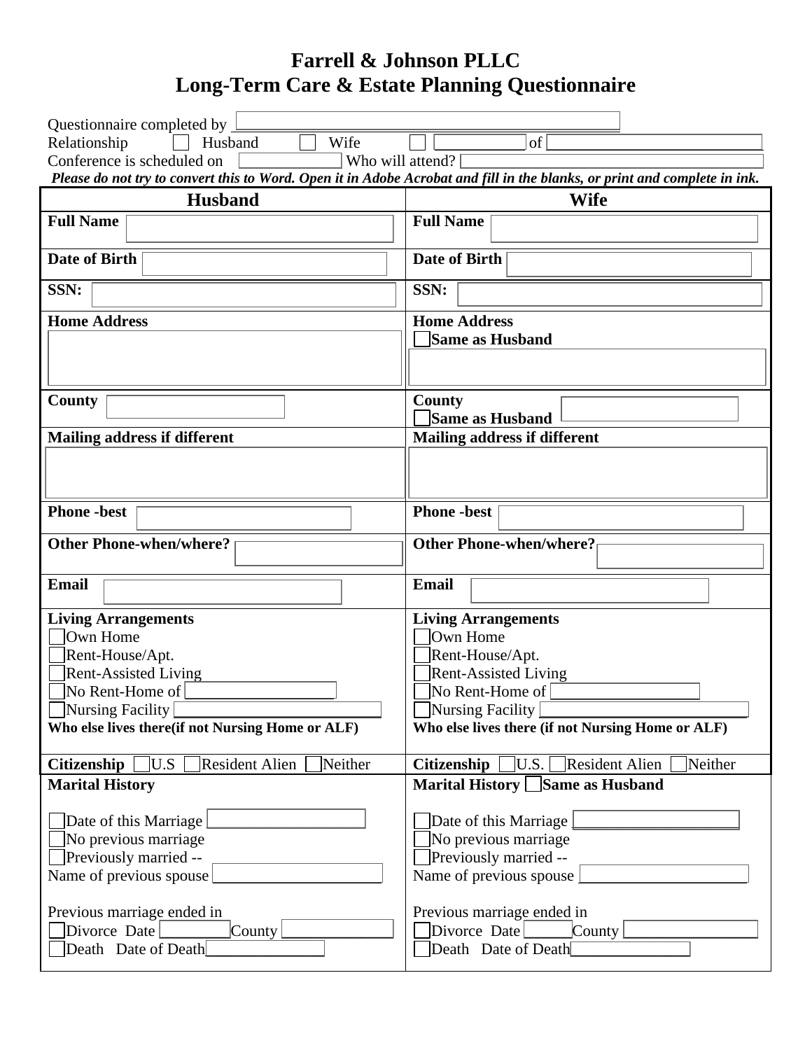# Farrell & Johnson PLLC
# Long-Term Care & Estate Planning Questionnaire

Questionnaire completed by ______________________________

Relationship ☐ Husband ☐ Wife ☐ __________ of ______________________

Conference is scheduled on __________ Who will attend? ______________________

***Please do not try to convert this to Word. Open it in Adobe Acrobat and fill in the blanks, or print and complete in ink.***

| Husband | Wife |
|---|---|
| **Full Name** | **Full Name** |
| **Date of Birth** | **Date of Birth** |
| **SSN:** | **SSN:** |
| **Home Address** | **Home Address**<br>☐ **Same as Husband** |
| **County** | **County**<br>☐ **Same as Husband** |
| **Mailing address if different** | **Mailing address if different** |
| **Phone -best** | **Phone -best** |
| **Other Phone-when/where?** | **Other Phone-when/where?** |
| **Email** | **Email** |
| **Living Arrangements**<br>☐ Own Home<br>☐ Rent-House/Apt.<br>☐ Rent-Assisted Living<br>☐ No Rent-Home of __________<br>☐ Nursing Facility __________<br>**Who else lives there(if not Nursing Home or ALF)** | **Living Arrangements**<br>☐ Own Home<br>☐ Rent-House/Apt.<br>☐ Rent-Assisted Living<br>☐ No Rent-Home of __________<br>☐ Nursing Facility __________<br>**Who else lives there (if not Nursing Home or ALF)** |
| **Citizenship** ☐ U.S ☐ Resident Alien ☐ Neither | **Citizenship** ☐ U.S. ☐ Resident Alien ☐ Neither |
| **Marital History**<br><br>☐ Date of this Marriage __________<br>☐ No previous marriage<br>☐ Previously married --<br>Name of previous spouse __________<br><br>Previous marriage ended in<br>☐ Divorce Date ______ County ______<br>☐ Death Date of Death __________ | **Marital History** ☐ **Same as Husband**<br><br>☐ Date of this Marriage __________<br>☐ No previous marriage<br>☐ Previously married --<br>Name of previous spouse __________<br><br>Previous marriage ended in<br>☐ Divorce Date ______ County ______<br>☐ Death Date of Death __________ |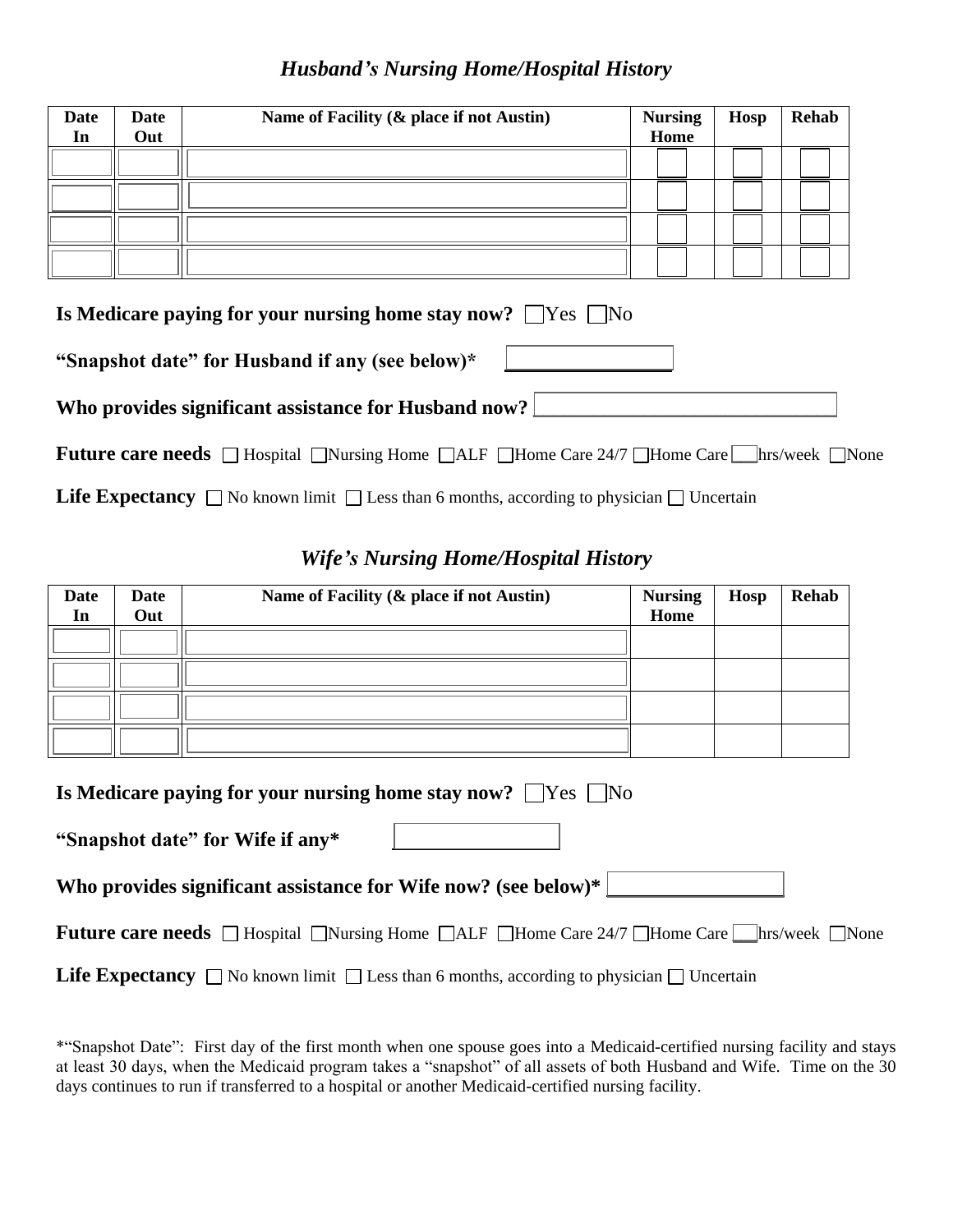## *Husband's Nursing Home/Hospital History*

| Date In | Date Out | Name of Facility (& place if not Austin) | Nursing Home | Hosp | Rehab |
|---|---|---|---|---|---|
| | | | ☐ | ☐ | ☐ |
| | | | ☐ | ☐ | ☐ |
| | | | ☐ | ☐ | ☐ |
| | | | ☐ | ☐ | ☐ |

**Is Medicare paying for your nursing home stay now?** ☐Yes ☐No

**"Snapshot date" for Husband if any (see below)*** ________________

**Who provides significant assistance for Husband now?** ________________________________

**Future care needs** ☐ Hospital ☐Nursing Home ☐ALF ☐Home Care 24/7 ☐Home Care ___hrs/week ☐None

**Life Expectancy** ☐ No known limit ☐ Less than 6 months, according to physician ☐ Uncertain

## *Wife's Nursing Home/Hospital History*

| Date In | Date Out | Name of Facility (& place if not Austin) | Nursing Home | Hosp | Rehab |
|---|---|---|---|---|---|
| | | | | | |
| | | | | | |
| | | | | | |
| | | | | | |

**Is Medicare paying for your nursing home stay now?** ☐Yes ☐No

**"Snapshot date" for Wife if any*** ________________

**Who provides significant assistance for Wife now? (see below)*** ________________

**Future care needs** ☐ Hospital ☐Nursing Home ☐ALF ☐Home Care 24/7 ☐Home Care ___hrs/week ☐None

**Life Expectancy** ☐ No known limit ☐ Less than 6 months, according to physician ☐ Uncertain

*"Snapshot Date": First day of the first month when one spouse goes into a Medicaid-certified nursing facility and stays at least 30 days, when the Medicaid program takes a "snapshot" of all assets of both Husband and Wife. Time on the 30 days continues to run if transferred to a hospital or another Medicaid-certified nursing facility.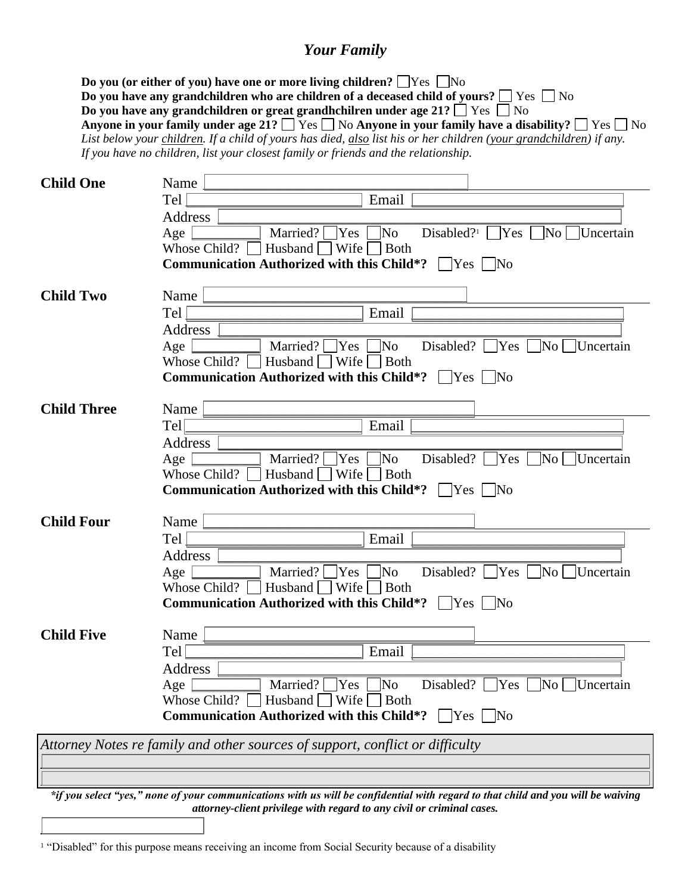## *Your Family*

**Do you (or either of you) have one or more living children?** ☐ Yes ☐ No
**Do you have any grandchildren who are children of a deceased child of yours?** ☐ Yes ☐ No
**Do you have any grandchildren or great grandhchilren under age 21?** ☐ Yes ☐ No
**Anyone in your family under age 21?** ☐ Yes ☐ No **Anyone in your family have a disability?** ☐ Yes ☐ No
*List below your children. If a child of yours has died, also list his or her children (your grandchildren) if any. If you have no children, list your closest family or friends and the relationship.*

**Child One**
Name ____________________
Tel ____________________ Email ____________________
Address ____________________
Age ________ Married? ☐ Yes ☐ No Disabled?[1] ☐ Yes ☐ No ☐ Uncertain
Whose Child? ☐ Husband ☐ Wife ☐ Both
**Communication Authorized with this Child*?** ☐ Yes ☐ No

**Child Two**
Name ____________________
Tel ____________________ Email ____________________
Address ____________________
Age ________ Married? ☐ Yes ☐ No Disabled? ☐ Yes ☐ No ☐ Uncertain
Whose Child? ☐ Husband ☐ Wife ☐ Both
**Communication Authorized with this Child*?** ☐ Yes ☐ No

**Child Three**
Name ____________________
Tel ____________________ Email ____________________
Address ____________________
Age ________ Married? ☐ Yes ☐ No Disabled? ☐ Yes ☐ No ☐ Uncertain
Whose Child? ☐ Husband ☐ Wife ☐ Both
**Communication Authorized with this Child*?** ☐ Yes ☐ No

**Child Four**
Name ____________________
Tel ____________________ Email ____________________
Address ____________________
Age ________ Married? ☐ Yes ☐ No Disabled? ☐ Yes ☐ No ☐ Uncertain
Whose Child? ☐ Husband ☐ Wife ☐ Both
**Communication Authorized with this Child*?** ☐ Yes ☐ No

**Child Five**
Name ____________________
Tel ____________________ Email ____________________
Address ____________________
Age ________ Married? ☐ Yes ☐ No Disabled? ☐ Yes ☐ No ☐ Uncertain
Whose Child? ☐ Husband ☐ Wife ☐ Both
**Communication Authorized with this Child*?** ☐ Yes ☐ No

*Attorney Notes re family and other sources of support, conflict or difficulty*
____________________
____________________

***if you select "yes," none of your communications with us will be confidential with regard to that child and you will be waiving attorney-client privilege with regard to any civil or criminal cases.***

[1] "Disabled" for this purpose means receiving an income from Social Security because of a disability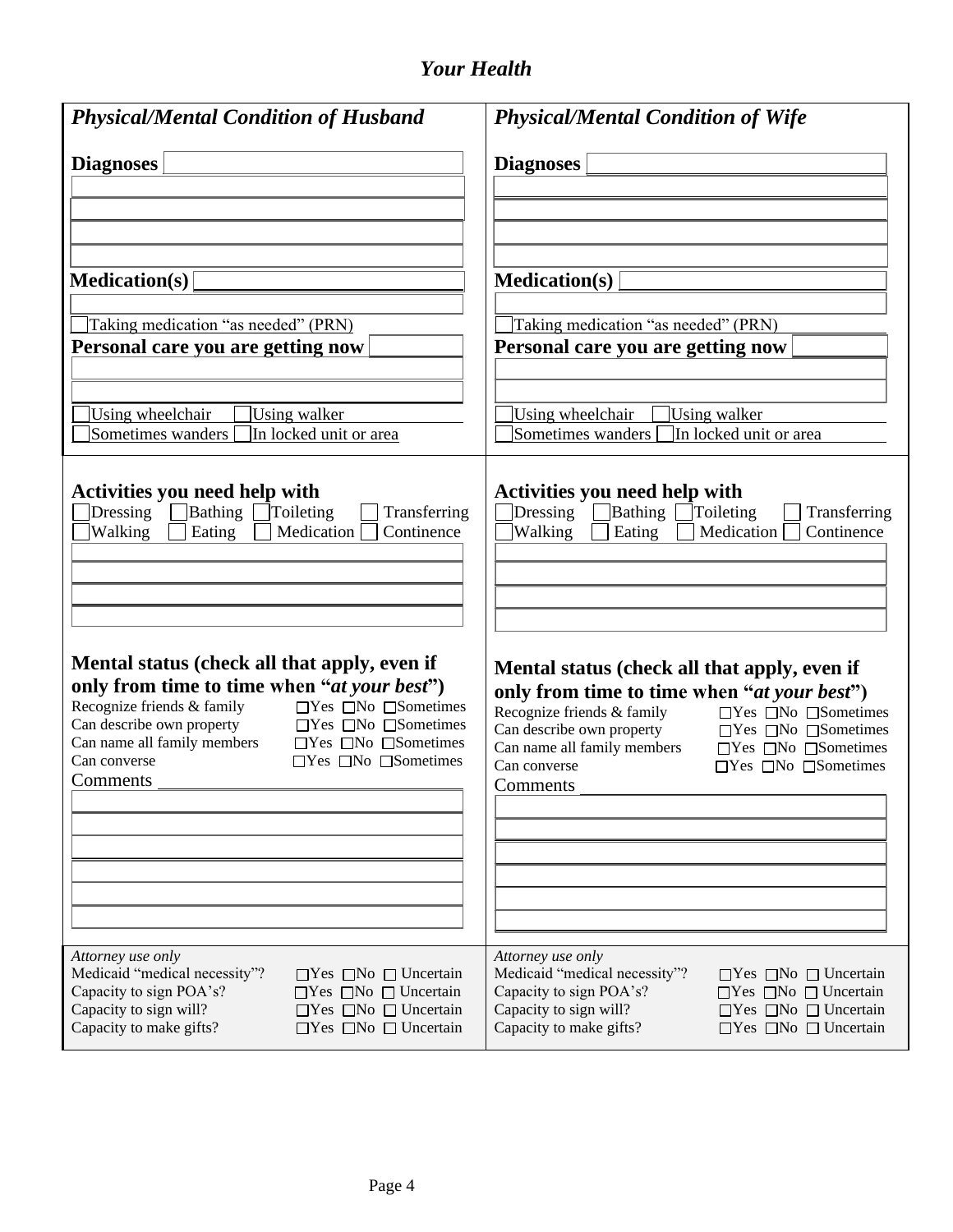# *Your Health*

## *Physical/Mental Condition of Husband*

**Diagnoses** \_\_\_\_\_\_\_\_\_\_\_\_\_\_\_\_\_\_\_\_

**Medication(s)** \_\_\_\_\_\_\_\_\_\_\_\_\_\_\_\_\_\_\_\_

☐ Taking medication "as needed" (PRN)

**Personal care you are getting now** \_\_\_\_\_\_\_\_\_\_\_\_\_\_\_\_\_\_\_\_

☐ Using wheelchair ☐ Using walker
☐ Sometimes wanders ☐ In locked unit or area

### Activities you need help with

☐ Dressing ☐ Bathing ☐ Toileting ☐ Transferring
☐ Walking ☐ Eating ☐ Medication ☐ Continence

### Mental status (check all that apply, even if only from time to time when "*at your best*")

| | | | |
|---|---|---|---|
| Recognize friends & family | ☐Yes | ☐No | ☐Sometimes |
| Can describe own property | ☐Yes | ☐No | ☐Sometimes |
| Can name all family members | ☐Yes | ☐No | ☐Sometimes |
| Can converse | ☐Yes | ☐No | ☐Sometimes |

Comments \_\_\_\_\_\_\_\_\_\_\_\_\_\_\_\_\_\_\_\_

*Attorney use only*

| | | | |
|---|---|---|---|
| Medicaid "medical necessity"? | ☐Yes | ☐No | ☐ Uncertain |
| Capacity to sign POA's? | ☐Yes | ☐No | ☐ Uncertain |
| Capacity to sign will? | ☐Yes | ☐No | ☐ Uncertain |
| Capacity to make gifts? | ☐Yes | ☐No | ☐ Uncertain |

## *Physical/Mental Condition of Wife*

**Diagnoses** \_\_\_\_\_\_\_\_\_\_\_\_\_\_\_\_\_\_\_\_

**Medication(s)** \_\_\_\_\_\_\_\_\_\_\_\_\_\_\_\_\_\_\_\_

☐ Taking medication "as needed" (PRN)

**Personal care you are getting now** \_\_\_\_\_\_\_\_\_\_\_\_\_\_\_\_\_\_\_\_

☐ Using wheelchair ☐ Using walker
☐ Sometimes wanders ☐ In locked unit or area

### Activities you need help with

☐ Dressing ☐ Bathing ☐ Toileting ☐ Transferring
☐ Walking ☐ Eating ☐ Medication ☐ Continence

### Mental status (check all that apply, even if only from time to time when "*at your best*")

| | | | |
|---|---|---|---|
| Recognize friends & family | ☐Yes | ☐No | ☐Sometimes |
| Can describe own property | ☐Yes | ☐No | ☐Sometimes |
| Can name all family members | ☐Yes | ☐No | ☐Sometimes |
| Can converse | ☐Yes | ☐No | ☐Sometimes |

Comments \_\_\_\_\_\_\_\_\_\_\_\_\_\_\_\_\_\_\_\_

*Attorney use only*

| | | | |
|---|---|---|---|
| Medicaid "medical necessity"? | ☐Yes | ☐No | ☐ Uncertain |
| Capacity to sign POA's? | ☐Yes | ☐No | ☐ Uncertain |
| Capacity to sign will? | ☐Yes | ☐No | ☐ Uncertain |
| Capacity to make gifts? | ☐Yes | ☐No | ☐ Uncertain |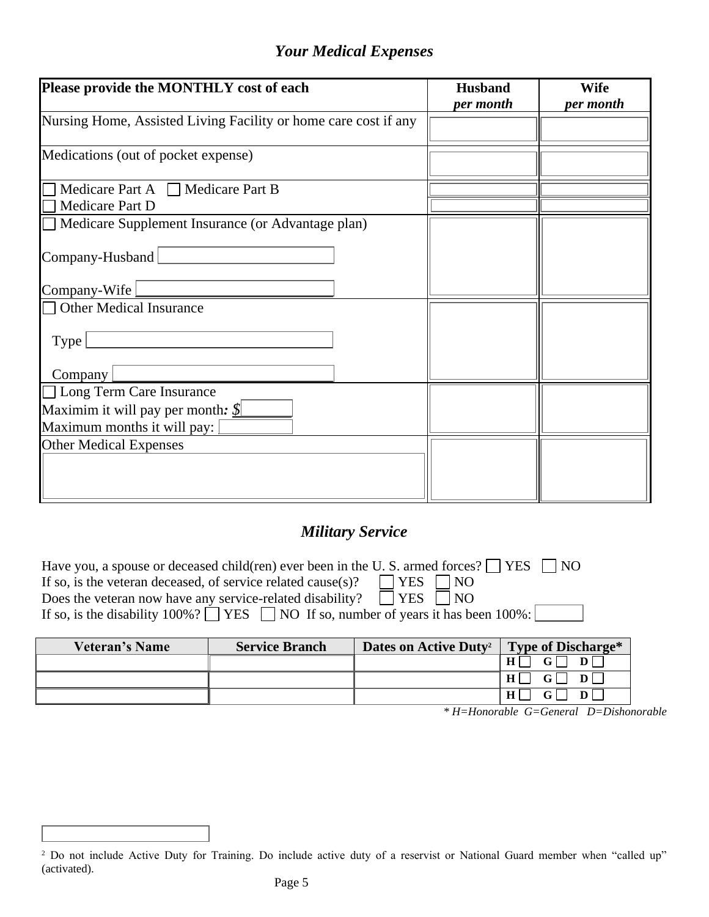## *Your Medical Expenses*

| **Please provide the MONTHLY cost of each** | **Husband** *per month* | **Wife** *per month* |
|---|---|---|
| Nursing Home, Assisted Living Facility or home care cost if any | | |
| Medications (out of pocket expense) | | |
| ☐ Medicare Part A ☐ Medicare Part B | | |
| ☐ Medicare Part D | | |
| ☐ Medicare Supplement Insurance (or Advantage plan)<br>Company-Husband \_\_\_\_\_\_\_\_<br>Company-Wife \_\_\_\_\_\_\_\_ | | |
| ☐ Other Medical Insurance<br>Type \_\_\_\_\_\_\_\_<br>Company \_\_\_\_\_\_\_\_ | | |
| ☐ Long Term Care Insurance<br>Maximim it will pay per month***:*** *$*\_\_\_\_\_\_<br>Maximum months it will pay: \_\_\_\_\_\_ | | |
| Other Medical Expenses | | |

## *Military Service*

Have you, a spouse or deceased child(ren) ever been in the U. S. armed forces? ☐ YES ☐ NO
If so, is the veteran deceased, of service related cause(s)? ☐ YES ☐ NO
Does the veteran now have any service-related disability? ☐ YES ☐ NO
If so, is the disability 100%? ☐ YES ☐ NO If so, number of years it has been 100%: \_\_\_\_\_\_

| **Veteran's Name** | **Service Branch** | **Dates on Active Duty**[2] | **Type of Discharge*** |
|---|---|---|---|
| | | | **H** ☐ **G** ☐ **D** ☐ |
| | | | **H** ☐ **G** ☐ **D** ☐ |
| | | | **H** ☐ **G** ☐ **D** ☐ |

*\* H=Honorable G=General D=Dishonorable*

[2] Do not include Active Duty for Training. Do include active duty of a reservist or National Guard member when "called up" (activated).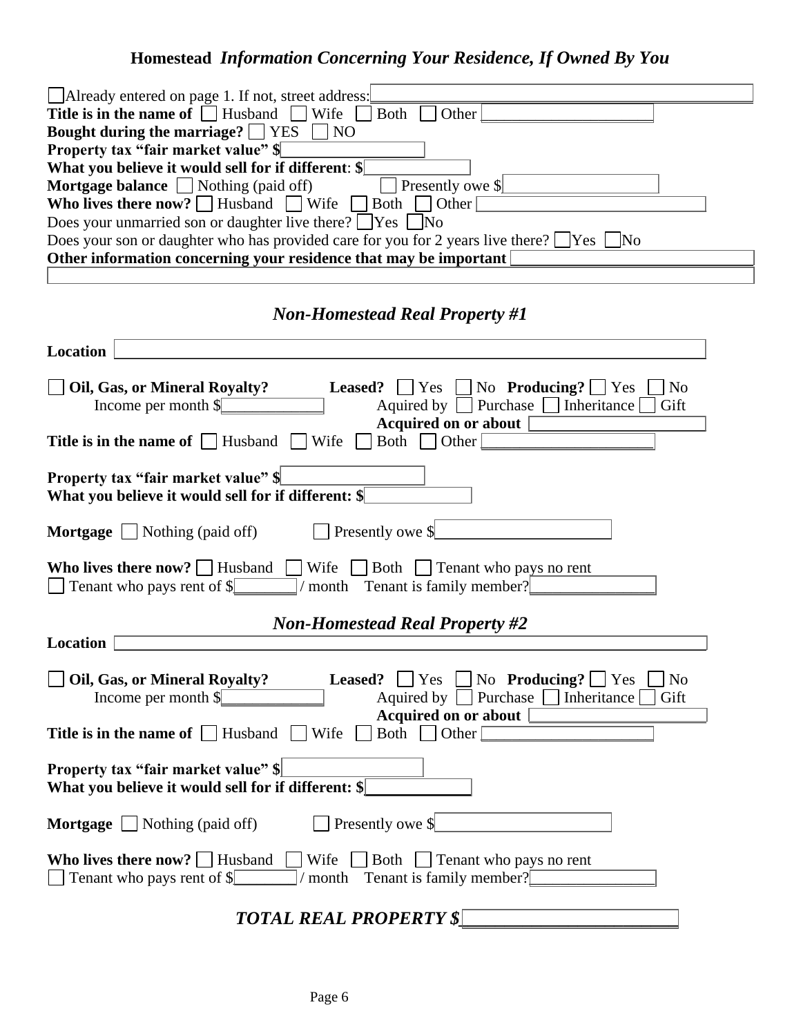## **Homestead** *Information Concerning Your Residence, If Owned By You*

☐ Already entered on page 1. If not, street address: \_\_\_\_\_\_\_\_\_\_\_\_\_\_\_\_\_\_\_\_\_\_\_\_

**Title is in the name of** ☐ Husband ☐ Wife ☐ Both ☐ Other \_\_\_\_\_\_\_\_\_\_\_\_\_\_\_\_\_\_\_\_

**Bought during the marriage?** ☐ YES ☐ NO

**Property tax "fair market value" $** \_\_\_\_\_\_\_\_\_\_\_\_\_\_\_\_

**What you believe it would sell for if different: $** \_\_\_\_\_\_\_\_\_\_\_\_\_\_

**Mortgage balance** ☐ Nothing (paid off) ☐ Presently owe $ \_\_\_\_\_\_\_\_\_\_\_\_\_\_\_\_

**Who lives there now?** ☐ Husband ☐ Wife ☐ Both ☐ Other \_\_\_\_\_\_\_\_\_\_\_\_\_\_\_\_\_\_\_\_

Does your unmarried son or daughter live there? ☐ Yes ☐ No

Does your son or daughter who has provided care for you for 2 years live there? ☐ Yes ☐ No

**Other information concerning your residence that may be important** \_\_\_\_\_\_\_\_\_\_\_\_\_\_\_\_\_\_\_\_

\_\_\_\_\_\_\_\_\_\_\_\_\_\_\_\_\_\_\_\_\_\_\_\_\_\_\_\_\_\_\_\_\_\_\_\_\_\_\_\_

## *Non-Homestead Real Property #1*

**Location** \_\_\_\_\_\_\_\_\_\_\_\_\_\_\_\_\_\_\_\_\_\_\_\_\_\_\_\_\_\_\_\_\_\_\_\_\_\_\_\_

☐ **Oil, Gas, or Mineral Royalty?** **Leased?** ☐ Yes ☐ No **Producing?** ☐ Yes ☐ No

Income per month $ \_\_\_\_\_\_\_\_\_\_\_\_ Aquired by ☐ Purchase ☐ Inheritance ☐ Gift

**Acquired on or about** \_\_\_\_\_\_\_\_\_\_\_\_\_\_\_\_

**Title is in the name of** ☐ Husband ☐ Wife ☐ Both ☐ Other \_\_\_\_\_\_\_\_\_\_\_\_\_\_\_\_\_\_\_\_

**Property tax "fair market value" $** \_\_\_\_\_\_\_\_\_\_\_\_\_\_\_\_

**What you believe it would sell for if different: $** \_\_\_\_\_\_\_\_\_\_\_\_\_\_

**Mortgage** ☐ Nothing (paid off) ☐ Presently owe $ \_\_\_\_\_\_\_\_\_\_\_\_\_\_\_\_\_\_\_\_\_\_

**Who lives there now?** ☐ Husband ☐ Wife ☐ Both ☐ Tenant who pays no rent

☐ Tenant who pays rent of $ \_\_\_\_\_\_\_ / month Tenant is family member? \_\_\_\_\_\_\_\_\_\_\_\_\_\_\_

## *Non-Homestead Real Property #2*

**Location** \_\_\_\_\_\_\_\_\_\_\_\_\_\_\_\_\_\_\_\_\_\_\_\_\_\_\_\_\_\_\_\_\_\_\_\_\_\_\_\_

☐ **Oil, Gas, or Mineral Royalty?** **Leased?** ☐ Yes ☐ No **Producing?** ☐ Yes ☐ No

Income per month $ \_\_\_\_\_\_\_\_\_\_\_\_ Aquired by ☐ Purchase ☐ Inheritance ☐ Gift

**Acquired on or about** \_\_\_\_\_\_\_\_\_\_\_\_\_\_\_\_

**Title is in the name of** ☐ Husband ☐ Wife ☐ Both ☐ Other \_\_\_\_\_\_\_\_\_\_\_\_\_\_\_\_\_\_\_\_

**Property tax "fair market value" $** \_\_\_\_\_\_\_\_\_\_\_\_\_\_\_\_

**What you believe it would sell for if different: $** \_\_\_\_\_\_\_\_\_\_\_\_\_\_

**Mortgage** ☐ Nothing (paid off) ☐ Presently owe $ \_\_\_\_\_\_\_\_\_\_\_\_\_\_\_\_\_\_\_\_\_\_

**Who lives there now?** ☐ Husband ☐ Wife ☐ Both ☐ Tenant who pays no rent

☐ Tenant who pays rent of $ \_\_\_\_\_\_\_ / month Tenant is family member? \_\_\_\_\_\_\_\_\_\_\_\_\_\_\_

## ***TOTAL REAL PROPERTY $*** \_\_\_\_\_\_\_\_\_\_\_\_\_\_\_\_\_\_\_\_\_\_\_\_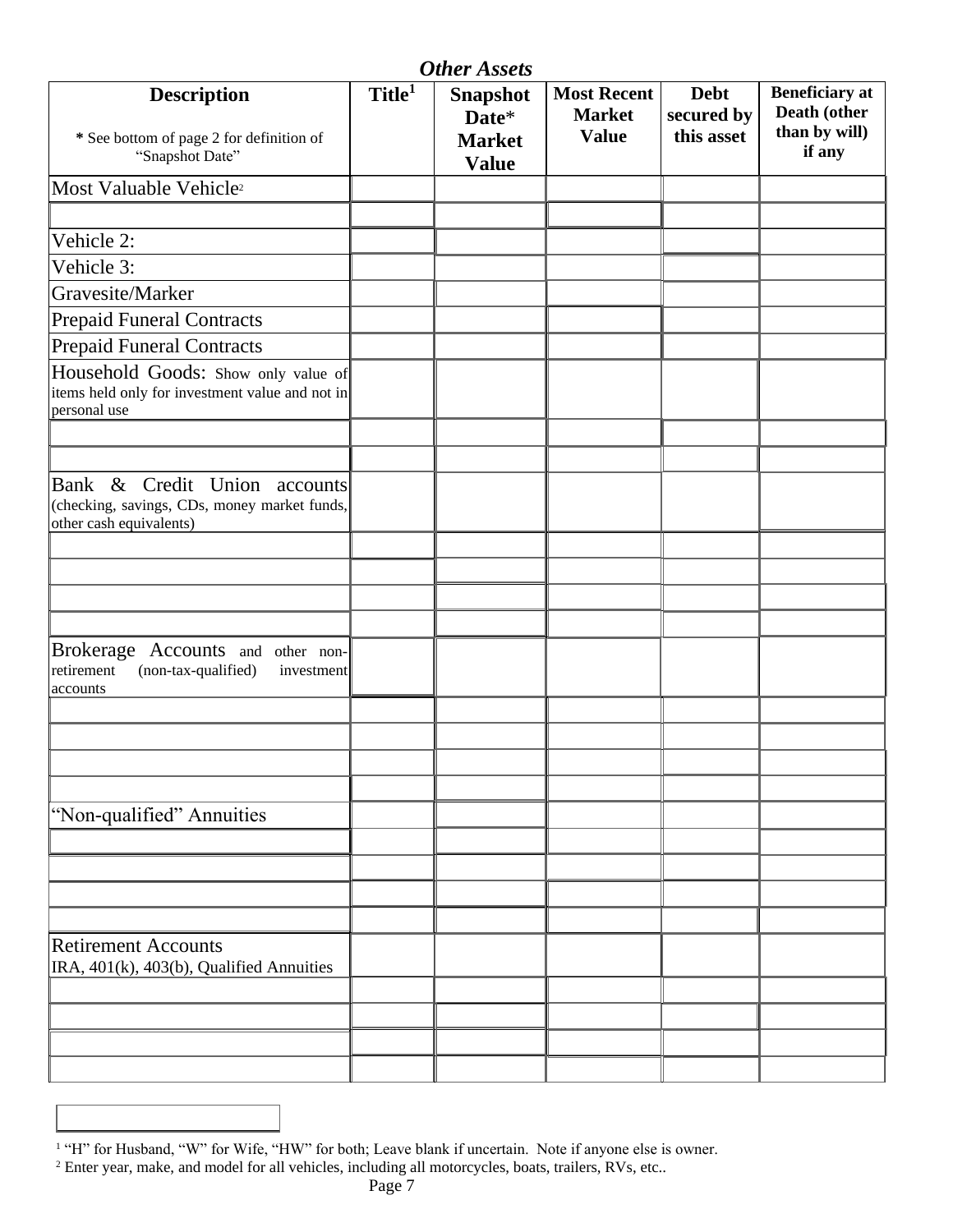### *Other Assets*

| **Description**<br><br>**\*** See bottom of page 2 for definition of "Snapshot Date" | **Title**[1] | **Snapshot Date\* Market Value** | **Most Recent Market Value** | **Debt secured by this asset** | **Beneficiary at Death (other than by will) if any** |
|---|---|---|---|---|---|
| Most Valuable Vehicle[2] | | | | | |
| | | | | | |
| Vehicle 2: | | | | | |
| Vehicle 3: | | | | | |
| Gravesite/Marker | | | | | |
| Prepaid Funeral Contracts | | | | | |
| Prepaid Funeral Contracts | | | | | |
| Household Goods: Show only value of items held only for investment value and not in personal use | | | | | |
| | | | | | |
| | | | | | |
| Bank & Credit Union accounts (checking, savings, CDs, money market funds, other cash equivalents) | | | | | |
| | | | | | |
| | | | | | |
| | | | | | |
| | | | | | |
| Brokerage Accounts and other non-retirement (non-tax-qualified) investment accounts | | | | | |
| | | | | | |
| | | | | | |
| | | | | | |
| | | | | | |
| "Non-qualified" Annuities | | | | | |
| | | | | | |
| | | | | | |
| | | | | | |
| | | | | | |
| Retirement Accounts<br>IRA, 401(k), 403(b), Qualified Annuities | | | | | |
| | | | | | |
| | | | | | |
| | | | | | |
| | | | | | |

[1] "H" for Husband, "W" for Wife, "HW" for both; Leave blank if uncertain. Note if anyone else is owner.

[2] Enter year, make, and model for all vehicles, including all motorcycles, boats, trailers, RVs, etc..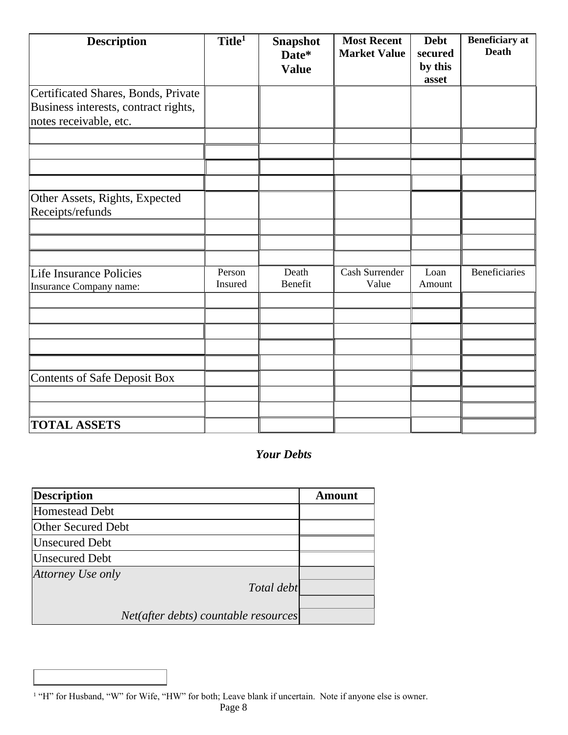| Description | Title[1] | Snapshot Date* Value | Most Recent Market Value | Debt secured by this asset | Beneficiary at Death |
|---|---|---|---|---|---|
| Certificated Shares, Bonds, Private Business interests, contract rights, notes receivable, etc. | | | | | |
| | | | | | |
| | | | | | |
| | | | | | |
| | | | | | |
| Other Assets, Rights, Expected Receipts/refunds | | | | | |
| | | | | | |
| | | | | | |
| | | | | | |
| Life Insurance Policies<br>Insurance Company name: | Person Insured | Death Benefit | Cash Surrender Value | Loan Amount | Beneficiaries |
| | | | | | |
| | | | | | |
| | | | | | |
| | | | | | |
| | | | | | |
| Contents of Safe Deposit Box | | | | | |
| | | | | | |
| | | | | | |
| **TOTAL ASSETS** | | | | | |

## *Your Debts*

| Description | Amount |
|---|---|
| Homestead Debt | |
| Other Secured Debt | |
| Unsecured Debt | |
| Unsecured Debt | |
| *Attorney Use only* | |
| *Total debt* | |
| | |
| *Net(after debts) countable resources* | |

[1] "H" for Husband, "W" for Wife, "HW" for both; Leave blank if uncertain. Note if anyone else is owner.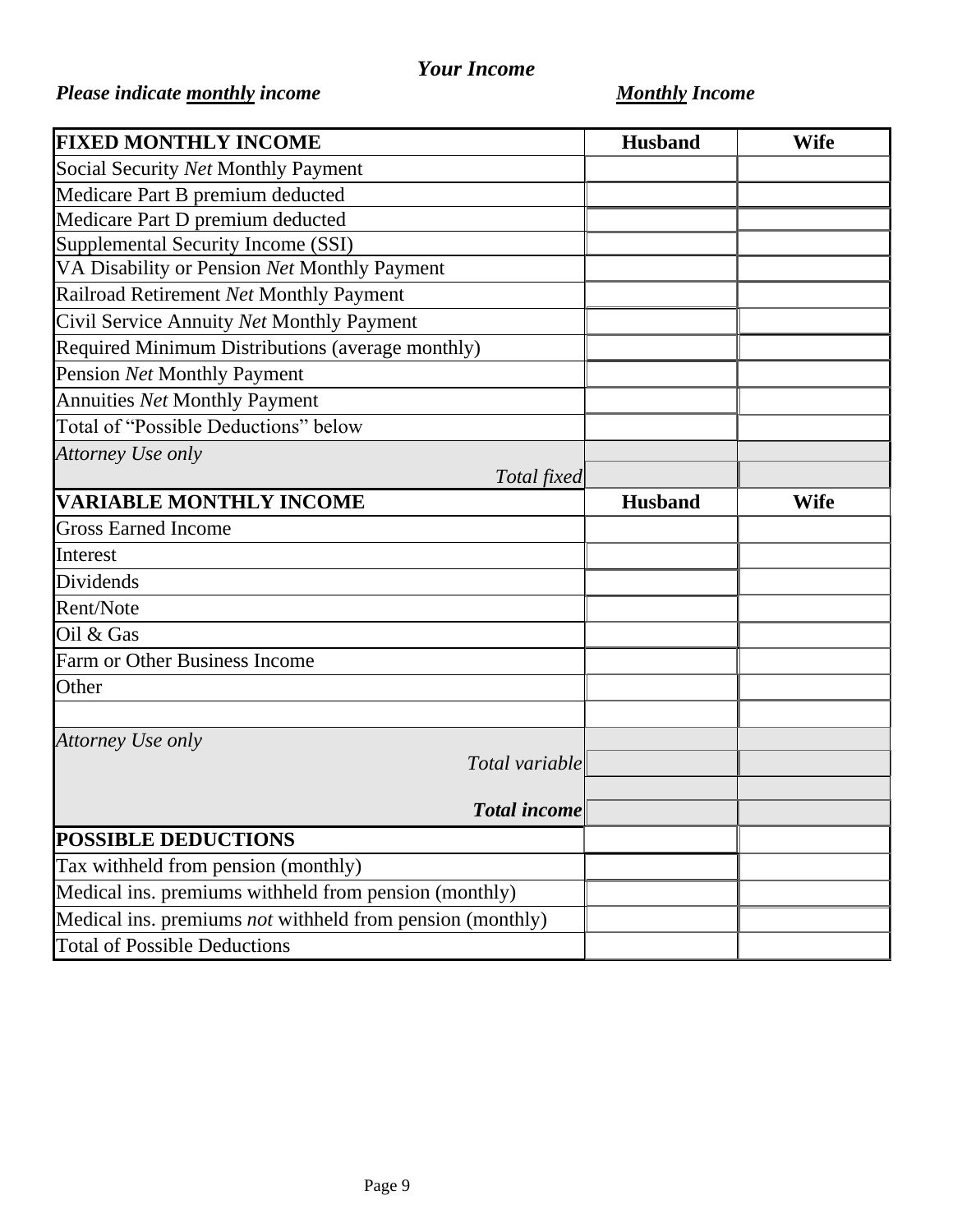### *Your Income*

***Please indicate <u>monthly</u> income*** ***<u>Monthly</u> Income***

| **FIXED MONTHLY INCOME** | **Husband** | **Wife** |
|---|---|---|
| Social Security *Net* Monthly Payment | | |
| Medicare Part B premium deducted | | |
| Medicare Part D premium deducted | | |
| Supplemental Security Income (SSI) | | |
| VA Disability or Pension *Net* Monthly Payment | | |
| Railroad Retirement *Net* Monthly Payment | | |
| Civil Service Annuity *Net* Monthly Payment | | |
| Required Minimum Distributions (average monthly) | | |
| Pension *Net* Monthly Payment | | |
| Annuities *Net* Monthly Payment | | |
| Total of "Possible Deductions" below | | |
| *Attorney Use only* | | |
| *Total fixed* | | |
| **VARIABLE MONTHLY INCOME** | **Husband** | **Wife** |
| Gross Earned Income | | |
| Interest | | |
| Dividends | | |
| Rent/Note | | |
| Oil & Gas | | |
| Farm or Other Business Income | | |
| Other | | |
| | | |
| *Attorney Use only* | | |
| *Total variable* | | |
| | | |
| ***Total income*** | | |
| **POSSIBLE DEDUCTIONS** | | |
| Tax withheld from pension (monthly) | | |
| Medical ins. premiums withheld from pension (monthly) | | |
| Medical ins. premiums *not* withheld from pension (monthly) | | |
| Total of Possible Deductions | | |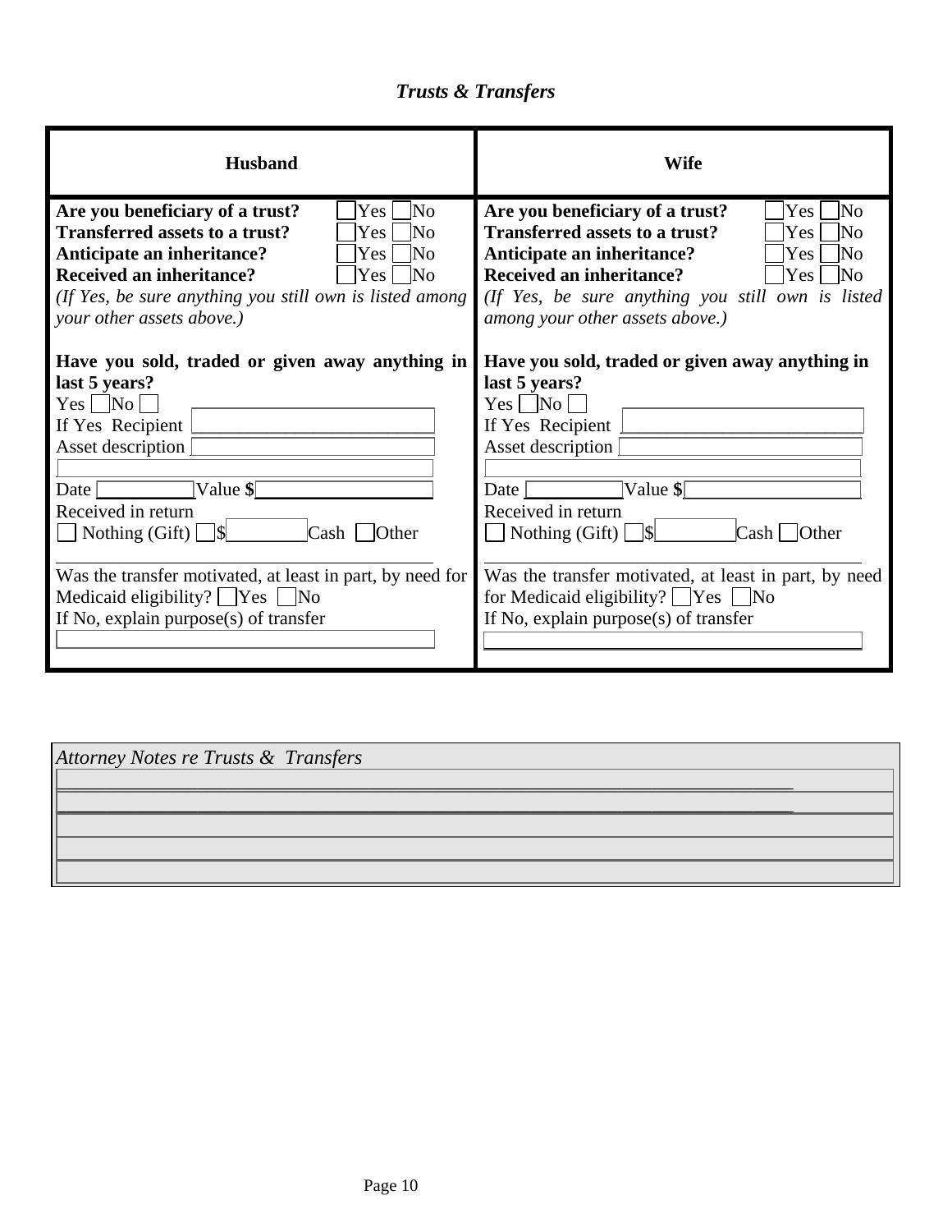### *Trusts & Transfers*

| Husband | Wife |
|---|---|
| **Are you beneficiary of a trust?** ☐Yes ☐No<br>**Transferred assets to a trust?** ☐Yes ☐No<br>**Anticipate an inheritance?** ☐Yes ☐No<br>**Received an inheritance?** ☐Yes ☐No<br>*(If Yes, be sure anything you still own is listed among your other assets above.)* | **Are you beneficiary of a trust?** ☐Yes ☐No<br>**Transferred assets to a trust?** ☐Yes ☐No<br>**Anticipate an inheritance?** ☐Yes ☐No<br>**Received an inheritance?** ☐Yes ☐No<br>*(If Yes, be sure anything you still own is listed among your other assets above.)* |
| **Have you sold, traded or given away anything in last 5 years?**<br>Yes ☐ No ☐<br>If Yes Recipient ____________<br>Asset description ____________<br>____________<br>Date ________ Value **$**________<br>Received in return<br>☐ Nothing (Gift) ☐$________ Cash ☐Other<br>____________<br>Was the transfer motivated, at least in part, by need for Medicaid eligibility? ☐Yes ☐No<br>If No, explain purpose(s) of transfer<br>____________ | **Have you sold, traded or given away anything in last 5 years?**<br>Yes ☐ No ☐<br>If Yes Recipient ____________<br>Asset description ____________<br>____________<br>Date ________ Value **$**________<br>Received in return<br>☐ Nothing (Gift) ☐$________ Cash ☐Other<br>____________<br>Was the transfer motivated, at least in part, by need for Medicaid eligibility? ☐Yes ☐No<br>If No, explain purpose(s) of transfer<br>____________ |

*Attorney Notes re Trusts & Transfers*

______________________________________________

______________________________________________

______________________________________________

______________________________________________

______________________________________________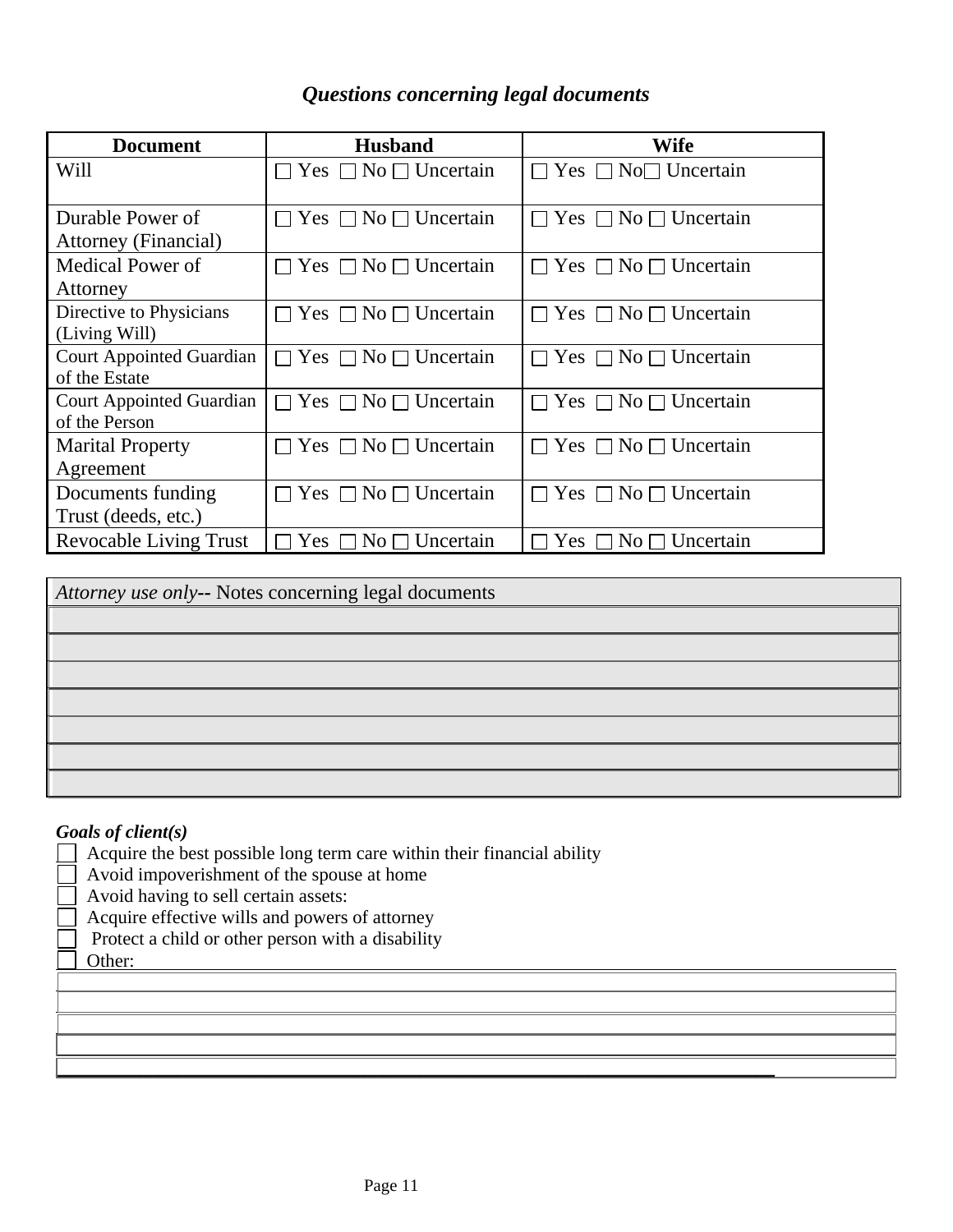### *Questions concerning legal documents*

| Document | Husband | Wife |
|---|---|---|
| Will | ☐ Yes ☐ No ☐ Uncertain | ☐ Yes ☐ No☐ Uncertain |
| Durable Power of Attorney (Financial) | ☐ Yes ☐ No ☐ Uncertain | ☐ Yes ☐ No ☐ Uncertain |
| Medical Power of Attorney | ☐ Yes ☐ No ☐ Uncertain | ☐ Yes ☐ No ☐ Uncertain |
| Directive to Physicians (Living Will) | ☐ Yes ☐ No ☐ Uncertain | ☐ Yes ☐ No ☐ Uncertain |
| Court Appointed Guardian of the Estate | ☐ Yes ☐ No ☐ Uncertain | ☐ Yes ☐ No ☐ Uncertain |
| Court Appointed Guardian of the Person | ☐ Yes ☐ No ☐ Uncertain | ☐ Yes ☐ No ☐ Uncertain |
| Marital Property Agreement | ☐ Yes ☐ No ☐ Uncertain | ☐ Yes ☐ No ☐ Uncertain |
| Documents funding Trust (deeds, etc.) | ☐ Yes ☐ No ☐ Uncertain | ☐ Yes ☐ No ☐ Uncertain |
| Revocable Living Trust | ☐ Yes ☐ No ☐ Uncertain | ☐ Yes ☐ No ☐ Uncertain |

| *Attorney use only*-- Notes concerning legal documents |
|---|
| |
| |
| |
| |
| |
| |
| |

***Goals of client(s)***

- ☐ Acquire the best possible long term care within their financial ability
- ☐ Avoid impoverishment of the spouse at home
- ☐ Avoid having to sell certain assets:
- ☐ Acquire effective wills and powers of attorney
- ☐ Protect a child or other person with a disability
- ☐ Other: ____________________________________________

____________________________________________

____________________________________________

____________________________________________

____________________________________________

____________________________________________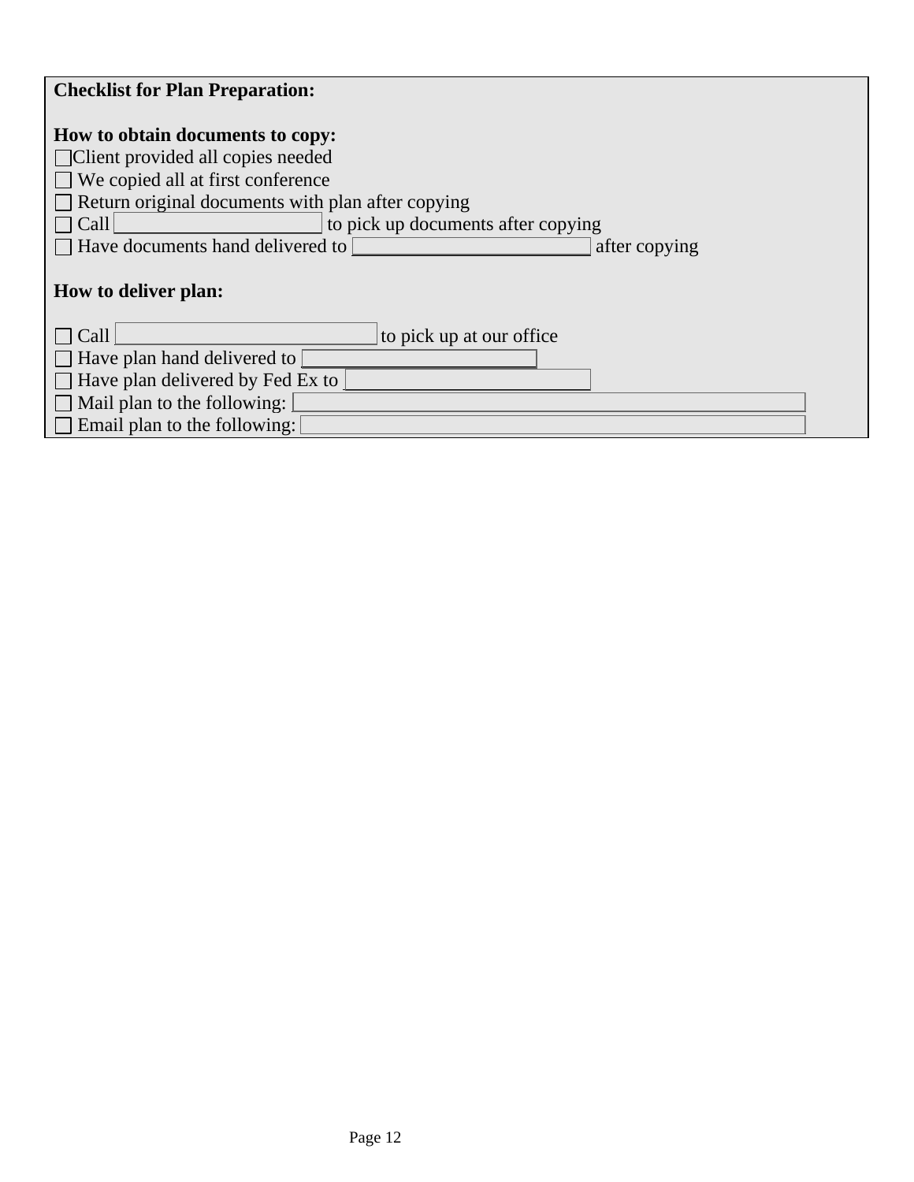**Checklist for Plan Preparation:**

**How to obtain documents to copy:**

☐ Client provided all copies needed
☐ We copied all at first conference
☐ Return original documents with plan after copying
☐ Call ____________________ to pick up documents after copying
☐ Have documents hand delivered to ____________________ after copying

**How to deliver plan:**

☐ Call ____________________ to pick up at our office
☐ Have plan hand delivered to ____________________
☐ Have plan delivered by Fed Ex to ____________________
☐ Mail plan to the following: ____________________
☐ Email plan to the following: ____________________